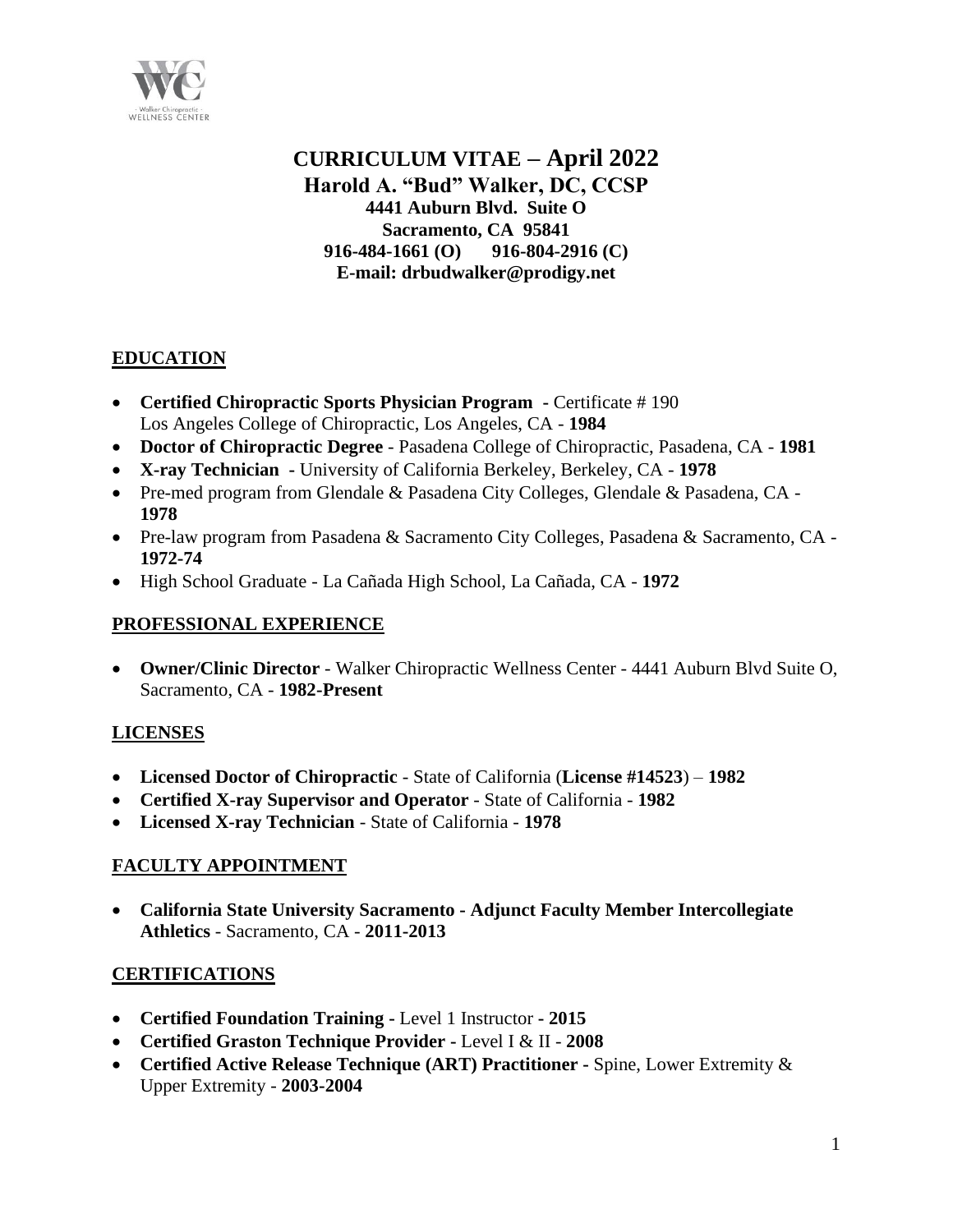# CURRICULUM VITAE – April 2022

**Harold A. "Bud" Walker, DC, CCSP**
**4441 Auburn Blvd. Suite O**
**Sacramento, CA 95841**
**916-484-1661 (O) 916-804-2916 (C)**
**E-mail: drbudwalker@prodigy.net**

## EDUCATION

- **Certified Chiropractic Sports Physician Program -** Certificate # 190 Los Angeles College of Chiropractic, Los Angeles, CA - **1984**
- **Doctor of Chiropractic Degree** - Pasadena College of Chiropractic, Pasadena, CA - **1981**
- **X-ray Technician -** University of California Berkeley, Berkeley, CA - **1978**
- Pre-med program from Glendale & Pasadena City Colleges, Glendale & Pasadena, CA - **1978**
- Pre-law program from Pasadena & Sacramento City Colleges, Pasadena & Sacramento, CA - **1972-74**
- High School Graduate - La Cañada High School, La Cañada, CA - **1972**

## PROFESSIONAL EXPERIENCE

- **Owner/Clinic Director** - Walker Chiropractic Wellness Center - 4441 Auburn Blvd Suite O, Sacramento, CA - **1982-Present**

## LICENSES

- **Licensed Doctor of Chiropractic** - State of California (**License #14523**) – **1982**
- **Certified X-ray Supervisor and Operator** - State of California - **1982**
- **Licensed X-ray Technician** - State of California - **1978**

## FACULTY APPOINTMENT

- **California State University Sacramento - Adjunct Faculty Member Intercollegiate Athletics** - Sacramento, CA - **2011-2013**

## CERTIFICATIONS

- **Certified Foundation Training -** Level 1 Instructor **- 2015**
- **Certified Graston Technique Provider -** Level I & II **- 2008**
- **Certified Active Release Technique (ART) Practitioner -** Spine, Lower Extremity & Upper Extremity **- 2003-2004**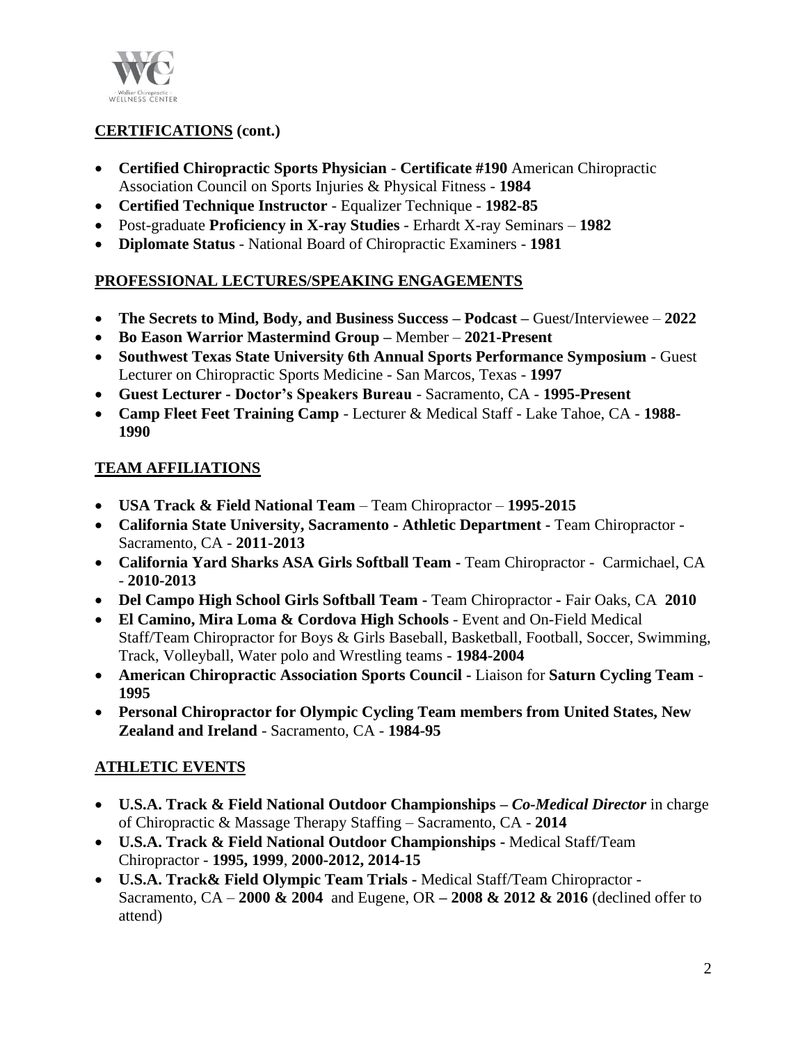## CERTIFICATIONS (cont.)

- **Certified Chiropractic Sports Physician** - **Certificate #190** American Chiropractic Association Council on Sports Injuries & Physical Fitness - **1984**
- **Certified Technique Instructor** - Equalizer Technique - **1982-85**
- Post-graduate **Proficiency in X-ray Studies** - Erhardt X-ray Seminars – **1982**
- **Diplomate Status** - National Board of Chiropractic Examiners - **1981**

## PROFESSIONAL LECTURES/SPEAKING ENGAGEMENTS

- **The Secrets to Mind, Body, and Business Success – Podcast –** Guest/Interviewee – **2022**
- **Bo Eason Warrior Mastermind Group –** Member – **2021-Present**
- **Southwest Texas State University 6th Annual Sports Performance Symposium** - Guest Lecturer on Chiropractic Sports Medicine - San Marcos, Texas - **1997**
- **Guest Lecturer - Doctor's Speakers Bureau** - Sacramento, CA - **1995-Present**
- **Camp Fleet Feet Training Camp** - Lecturer & Medical Staff - Lake Tahoe, CA - **1988-1990**

## TEAM AFFILIATIONS

- **USA Track & Field National Team** – Team Chiropractor – **1995-2015**
- **California State University, Sacramento - Athletic Department -** Team Chiropractor - Sacramento, CA - **2011-2013**
- **California Yard Sharks ASA Girls Softball Team -** Team Chiropractor - Carmichael, CA - **2010-2013**
- **Del Campo High School Girls Softball Team -** Team Chiropractor **-** Fair Oaks, CA **2010**
- **El Camino, Mira Loma & Cordova High Schools** - Event and On-Field Medical Staff/Team Chiropractor for Boys & Girls Baseball, Basketball, Football, Soccer, Swimming, Track, Volleyball, Water polo and Wrestling teams - **1984-2004**
- **American Chiropractic Association Sports Council -** Liaison for **Saturn Cycling Team** - **1995**
- **Personal Chiropractor for Olympic Cycling Team members from United States, New Zealand and Ireland** - Sacramento, CA - **1984-95**

## ATHLETIC EVENTS

- **U.S.A. Track & Field National Outdoor Championships –** ***Co-Medical Director*** in charge of Chiropractic & Massage Therapy Staffing – Sacramento, CA - **2014**
- **U.S.A. Track & Field National Outdoor Championships -** Medical Staff/Team Chiropractor - **1995, 1999**, **2000-2012, 2014-15**
- **U.S.A. Track& Field Olympic Team Trials -** Medical Staff/Team Chiropractor - Sacramento, CA – **2000 & 2004** and Eugene, OR **– 2008 & 2012 & 2016** (declined offer to attend)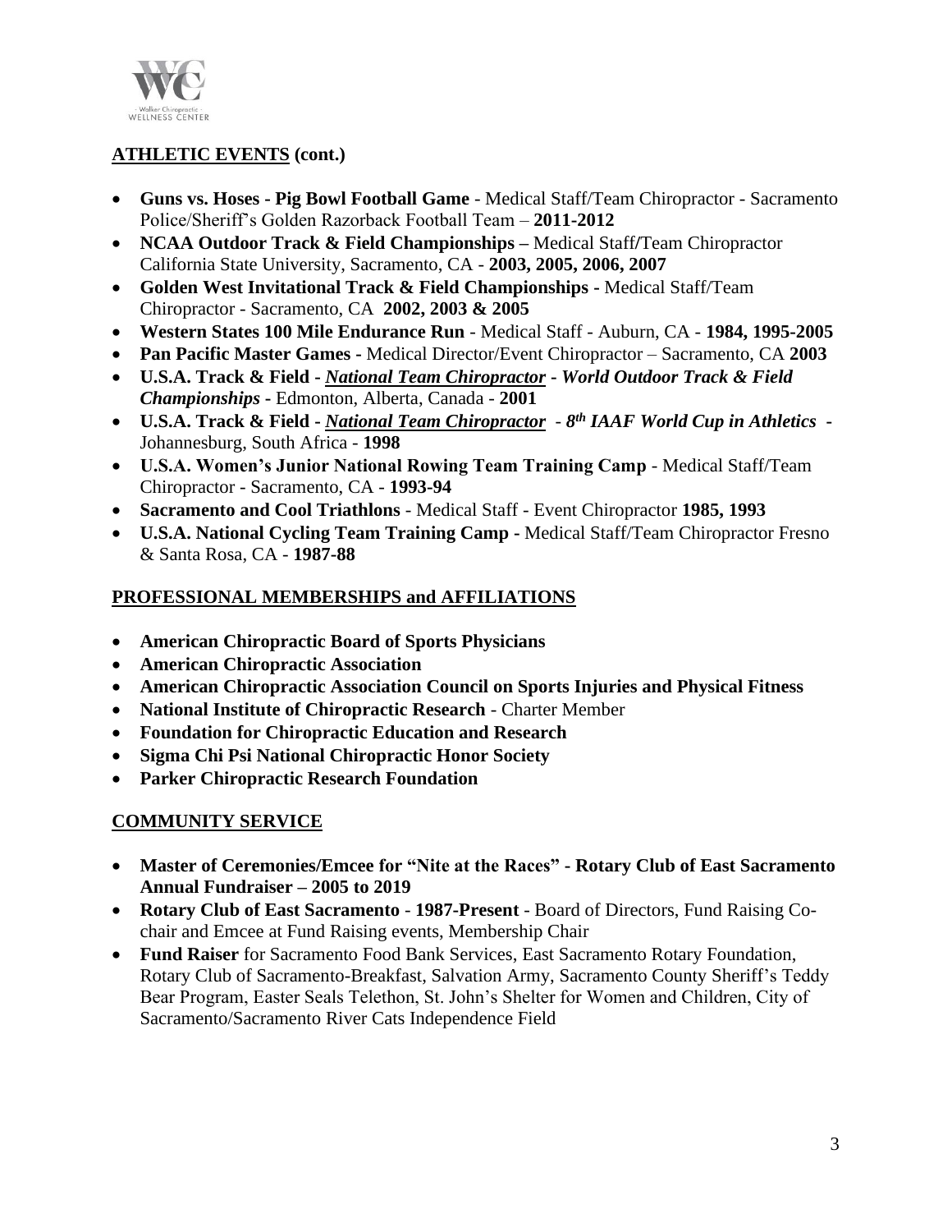## ATHLETIC EVENTS (cont.)

- **Guns vs. Hoses - Pig Bowl Football Game** - Medical Staff/Team Chiropractor - Sacramento Police/Sheriff's Golden Razorback Football Team – **2011-2012**
- **NCAA Outdoor Track & Field Championships –** Medical Staff/Team Chiropractor California State University, Sacramento, CA - **2003, 2005, 2006, 2007**
- **Golden West Invitational Track & Field Championships -** Medical Staff/Team Chiropractor - Sacramento, CA **2002, 2003 & 2005**
- **Western States 100 Mile Endurance Run** - Medical Staff - Auburn, CA - **1984, 1995-2005**
- **Pan Pacific Master Games -** Medical Director/Event Chiropractor – Sacramento, CA **2003**
- **U.S.A. Track & Field -** ***National Team Chiropractor*** **-** ***World Outdoor Track & Field Championships*** - Edmonton, Alberta, Canada - **2001**
- **U.S.A. Track & Field -** ***National Team Chiropractor*** - ***8th IAAF World Cup in Athletics*** **-** Johannesburg, South Africa - **1998**
- **U.S.A. Women's Junior National Rowing Team Training Camp** - Medical Staff/Team Chiropractor - Sacramento, CA - **1993-94**
- **Sacramento and Cool Triathlons** - Medical Staff - Event Chiropractor **1985, 1993**
- **U.S.A. National Cycling Team Training Camp -** Medical Staff/Team Chiropractor Fresno & Santa Rosa, CA - **1987-88**

## PROFESSIONAL MEMBERSHIPS and AFFILIATIONS

- **American Chiropractic Board of Sports Physicians**
- **American Chiropractic Association**
- **American Chiropractic Association Council on Sports Injuries and Physical Fitness**
- **National Institute of Chiropractic Research** - Charter Member
- **Foundation for Chiropractic Education and Research**
- **Sigma Chi Psi National Chiropractic Honor Society**
- **Parker Chiropractic Research Foundation**

## COMMUNITY SERVICE

- **Master of Ceremonies/Emcee for "Nite at the Races" - Rotary Club of East Sacramento Annual Fundraiser – 2005 to 2019**
- **Rotary Club of East Sacramento** - **1987-Present** - Board of Directors, Fund Raising Co-chair and Emcee at Fund Raising events, Membership Chair
- **Fund Raiser** for Sacramento Food Bank Services, East Sacramento Rotary Foundation, Rotary Club of Sacramento-Breakfast, Salvation Army, Sacramento County Sheriff's Teddy Bear Program, Easter Seals Telethon, St. John's Shelter for Women and Children, City of Sacramento/Sacramento River Cats Independence Field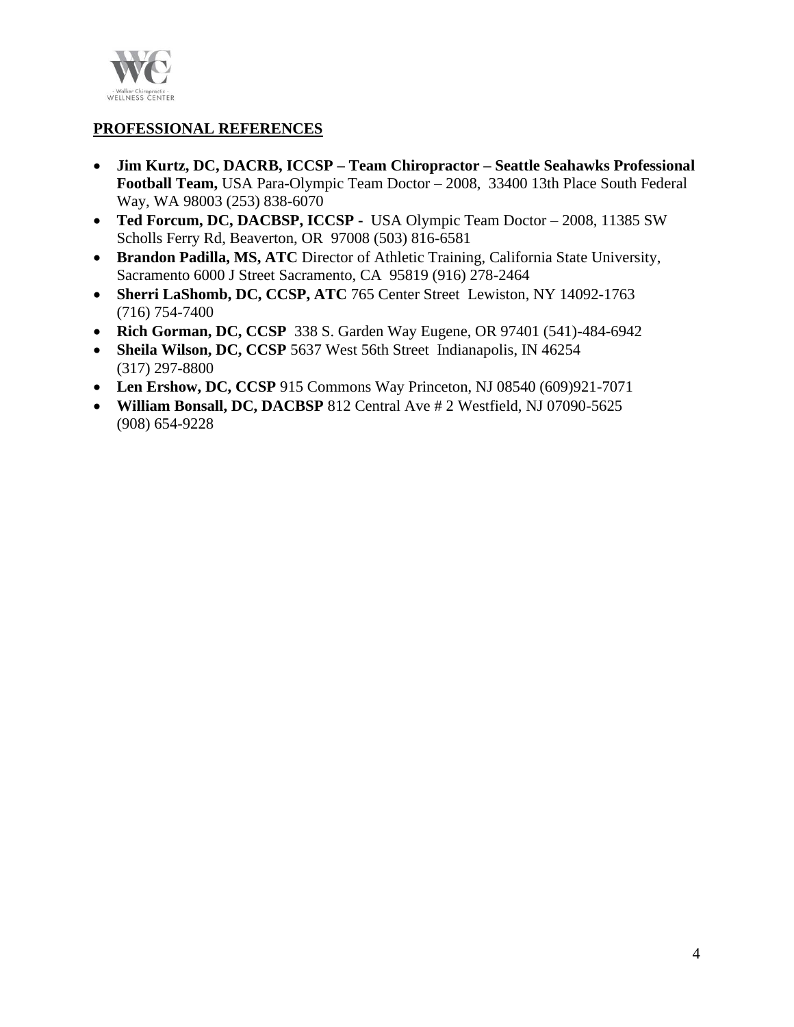## PROFESSIONAL REFERENCES

- **Jim Kurtz, DC, DACRB, ICCSP – Team Chiropractor – Seattle Seahawks Professional Football Team,** USA Para-Olympic Team Doctor – 2008, 33400 13th Place South Federal Way, WA 98003 (253) 838-6070
- **Ted Forcum, DC, DACBSP, ICCSP -** USA Olympic Team Doctor – 2008, 11385 SW Scholls Ferry Rd, Beaverton, OR 97008 (503) 816-6581
- **Brandon Padilla, MS, ATC** Director of Athletic Training, California State University, Sacramento 6000 J Street Sacramento, CA 95819 (916) 278-2464
- **Sherri LaShomb, DC, CCSP, ATC** 765 Center Street Lewiston, NY 14092-1763 (716) 754-7400
- **Rich Gorman, DC, CCSP** 338 S. Garden Way Eugene, OR 97401 (541)-484-6942
- **Sheila Wilson, DC, CCSP** 5637 West 56th Street Indianapolis, IN 46254 (317) 297-8800
- **Len Ershow, DC, CCSP** 915 Commons Way Princeton, NJ 08540 (609)921-7071
- **William Bonsall, DC, DACBSP** 812 Central Ave # 2 Westfield, NJ 07090-5625 (908) 654-9228